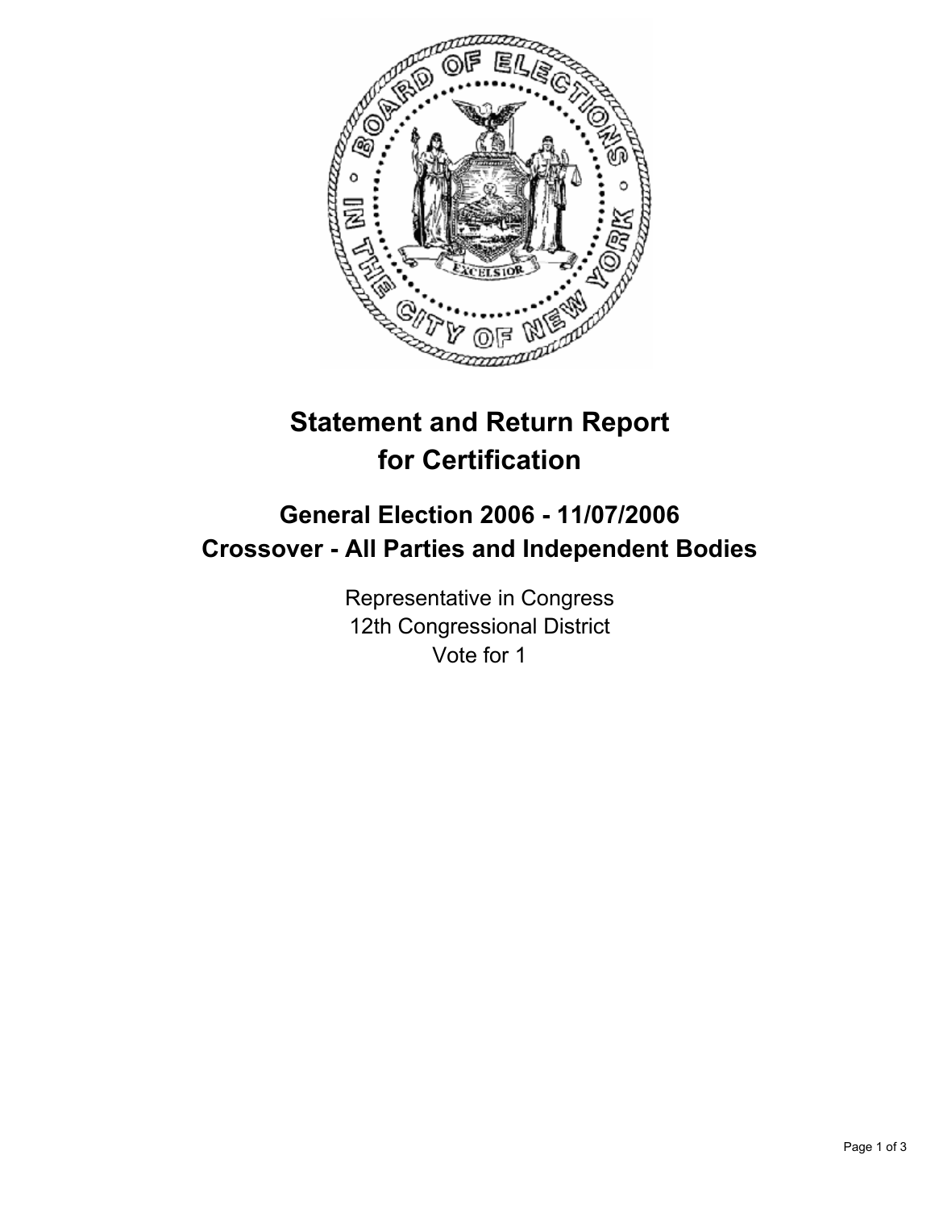# Statement and Return Report for Certification

## General Election 2006 - 11/07/2006
## Crossover - All Parties and Independent Bodies

Representative in Congress
12th Congressional District
Vote for 1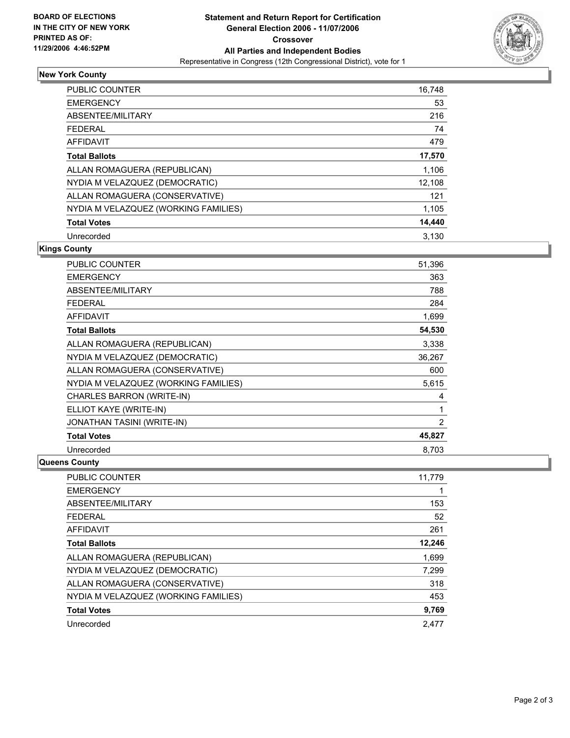**BOARD OF ELECTIONS IN THE CITY OF NEW YORK PRINTED AS OF: 11/29/2006 4:46:52PM**

# Statement and Return Report for Certification
## General Election 2006 - 11/07/2006
## Crossover
## All Parties and Independent Bodies
### Representative in Congress (12th Congressional District), vote for 1

### New York County

| | |
|---|---|
| PUBLIC COUNTER | 16,748 |
| EMERGENCY | 53 |
| ABSENTEE/MILITARY | 216 |
| FEDERAL | 74 |
| AFFIDAVIT | 479 |
| **Total Ballots** | **17,570** |
| ALLAN ROMAGUERA (REPUBLICAN) | 1,106 |
| NYDIA M VELAZQUEZ (DEMOCRATIC) | 12,108 |
| ALLAN ROMAGUERA (CONSERVATIVE) | 121 |
| NYDIA M VELAZQUEZ (WORKING FAMILIES) | 1,105 |
| **Total Votes** | **14,440** |
| Unrecorded | 3,130 |

### Kings County

| | |
|---|---|
| PUBLIC COUNTER | 51,396 |
| EMERGENCY | 363 |
| ABSENTEE/MILITARY | 788 |
| FEDERAL | 284 |
| AFFIDAVIT | 1,699 |
| **Total Ballots** | **54,530** |
| ALLAN ROMAGUERA (REPUBLICAN) | 3,338 |
| NYDIA M VELAZQUEZ (DEMOCRATIC) | 36,267 |
| ALLAN ROMAGUERA (CONSERVATIVE) | 600 |
| NYDIA M VELAZQUEZ (WORKING FAMILIES) | 5,615 |
| CHARLES BARRON (WRITE-IN) | 4 |
| ELLIOT KAYE (WRITE-IN) | 1 |
| JONATHAN TASINI (WRITE-IN) | 2 |
| **Total Votes** | **45,827** |
| Unrecorded | 8,703 |

### Queens County

| | |
|---|---|
| PUBLIC COUNTER | 11,779 |
| EMERGENCY | 1 |
| ABSENTEE/MILITARY | 153 |
| FEDERAL | 52 |
| AFFIDAVIT | 261 |
| **Total Ballots** | **12,246** |
| ALLAN ROMAGUERA (REPUBLICAN) | 1,699 |
| NYDIA M VELAZQUEZ (DEMOCRATIC) | 7,299 |
| ALLAN ROMAGUERA (CONSERVATIVE) | 318 |
| NYDIA M VELAZQUEZ (WORKING FAMILIES) | 453 |
| **Total Votes** | **9,769** |
| Unrecorded | 2,477 |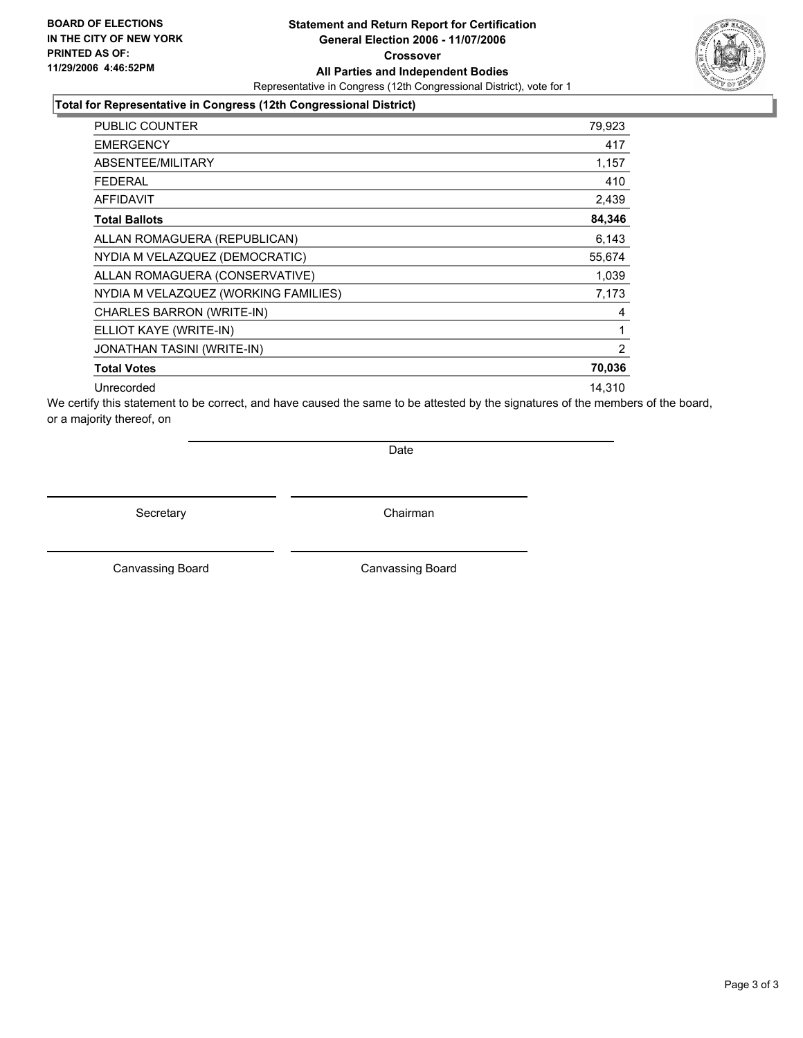**BOARD OF ELECTIONS IN THE CITY OF NEW YORK PRINTED AS OF: 11/29/2006 4:46:52PM**

**Statement and Return Report for Certification**
**General Election 2006 - 11/07/2006**
**Crossover**
**All Parties and Independent Bodies**

Representative in Congress (12th Congressional District), vote for 1

**Total for Representative in Congress (12th Congressional District)**

| | |
|---|---|
| PUBLIC COUNTER | 79,923 |
| EMERGENCY | 417 |
| ABSENTEE/MILITARY | 1,157 |
| FEDERAL | 410 |
| AFFIDAVIT | 2,439 |
| **Total Ballots** | **84,346** |
| ALLAN ROMAGUERA (REPUBLICAN) | 6,143 |
| NYDIA M VELAZQUEZ (DEMOCRATIC) | 55,674 |
| ALLAN ROMAGUERA (CONSERVATIVE) | 1,039 |
| NYDIA M VELAZQUEZ (WORKING FAMILIES) | 7,173 |
| CHARLES BARRON (WRITE-IN) | 4 |
| ELLIOT KAYE (WRITE-IN) | 1 |
| JONATHAN TASINI (WRITE-IN) | 2 |
| **Total Votes** | **70,036** |
| Unrecorded | 14,310 |

We certify this statement to be correct, and have caused the same to be attested by the signatures of the members of the board, or a majority thereof, on

Date

Secretary

Chairman

Canvassing Board

Canvassing Board